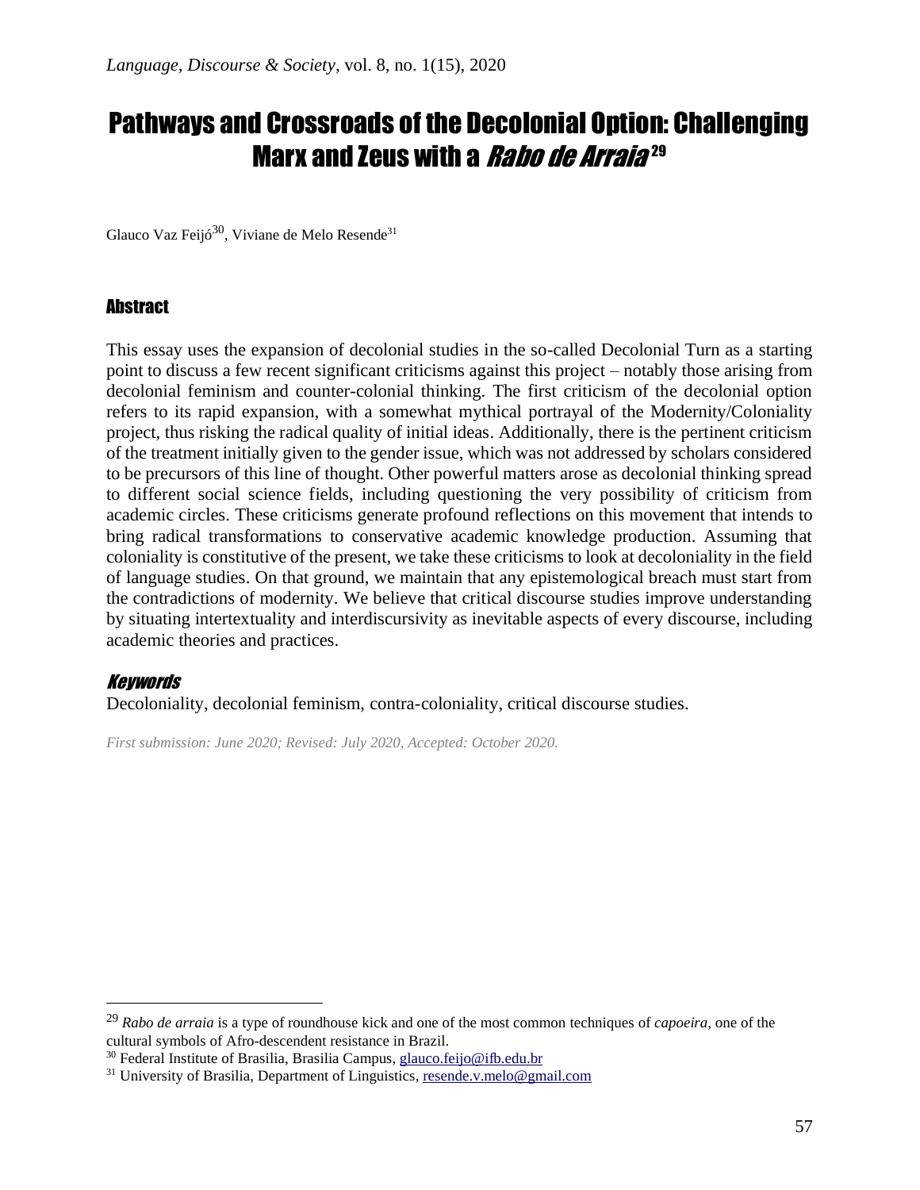# Pathways and Crossroads of the Decolonial Option: Challenging Marx and Zeus with a *Rabo de Arraia*[29]

Glauco Vaz Feijó[30], Viviane de Melo Resende[31]

## Abstract

This essay uses the expansion of decolonial studies in the so-called Decolonial Turn as a starting point to discuss a few recent significant criticisms against this project – notably those arising from decolonial feminism and counter-colonial thinking. The first criticism of the decolonial option refers to its rapid expansion, with a somewhat mythical portrayal of the Modernity/Coloniality project, thus risking the radical quality of initial ideas. Additionally, there is the pertinent criticism of the treatment initially given to the gender issue, which was not addressed by scholars considered to be precursors of this line of thought. Other powerful matters arose as decolonial thinking spread to different social science fields, including questioning the very possibility of criticism from academic circles. These criticisms generate profound reflections on this movement that intends to bring radical transformations to conservative academic knowledge production. Assuming that coloniality is constitutive of the present, we take these criticisms to look at decoloniality in the field of language studies. On that ground, we maintain that any epistemological breach must start from the contradictions of modernity. We believe that critical discourse studies improve understanding by situating intertextuality and interdiscursivity as inevitable aspects of every discourse, including academic theories and practices.

### *Keywords*

Decoloniality, decolonial feminism, contra-coloniality, critical discourse studies.

*First submission: June 2020; Revised: July 2020, Accepted: October 2020.*

---

[29] *Rabo de arraia* is a type of roundhouse kick and one of the most common techniques of *capoeira*, one of the cultural symbols of Afro-descendent resistance in Brazil.

[30] Federal Institute of Brasilia, Brasilia Campus, glauco.feijo@ifb.edu.br

[31] University of Brasilia, Department of Linguistics, resende.v.melo@gmail.com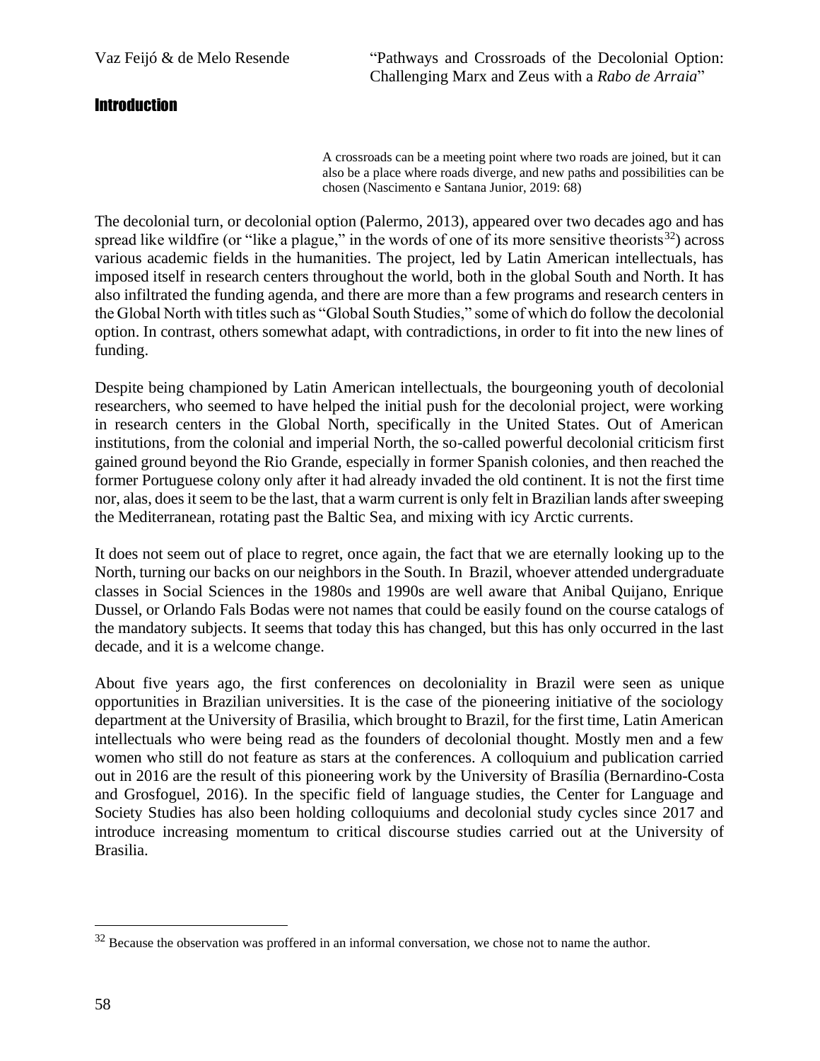## Introduction

> A crossroads can be a meeting point where two roads are joined, but it can also be a place where roads diverge, and new paths and possibilities can be chosen (Nascimento e Santana Junior, 2019: 68)

The decolonial turn, or decolonial option (Palermo, 2013), appeared over two decades ago and has spread like wildfire (or "like a plague," in the words of one of its more sensitive theorists[32]) across various academic fields in the humanities. The project, led by Latin American intellectuals, has imposed itself in research centers throughout the world, both in the global South and North. It has also infiltrated the funding agenda, and there are more than a few programs and research centers in the Global North with titles such as "Global South Studies," some of which do follow the decolonial option. In contrast, others somewhat adapt, with contradictions, in order to fit into the new lines of funding.

Despite being championed by Latin American intellectuals, the bourgeoning youth of decolonial researchers, who seemed to have helped the initial push for the decolonial project, were working in research centers in the Global North, specifically in the United States. Out of American institutions, from the colonial and imperial North, the so-called powerful decolonial criticism first gained ground beyond the Rio Grande, especially in former Spanish colonies, and then reached the former Portuguese colony only after it had already invaded the old continent. It is not the first time nor, alas, does it seem to be the last, that a warm current is only felt in Brazilian lands after sweeping the Mediterranean, rotating past the Baltic Sea, and mixing with icy Arctic currents.

It does not seem out of place to regret, once again, the fact that we are eternally looking up to the North, turning our backs on our neighbors in the South. In Brazil, whoever attended undergraduate classes in Social Sciences in the 1980s and 1990s are well aware that Anibal Quijano, Enrique Dussel, or Orlando Fals Bodas were not names that could be easily found on the course catalogs of the mandatory subjects. It seems that today this has changed, but this has only occurred in the last decade, and it is a welcome change.

About five years ago, the first conferences on decoloniality in Brazil were seen as unique opportunities in Brazilian universities. It is the case of the pioneering initiative of the sociology department at the University of Brasilia, which brought to Brazil, for the first time, Latin American intellectuals who were being read as the founders of decolonial thought. Mostly men and a few women who still do not feature as stars at the conferences. A colloquium and publication carried out in 2016 are the result of this pioneering work by the University of Brasília (Bernardino-Costa and Grosfoguel, 2016). In the specific field of language studies, the Center for Language and Society Studies has also been holding colloquiums and decolonial study cycles since 2017 and introduce increasing momentum to critical discourse studies carried out at the University of Brasilia.

---

[32] Because the observation was proffered in an informal conversation, we chose not to name the author.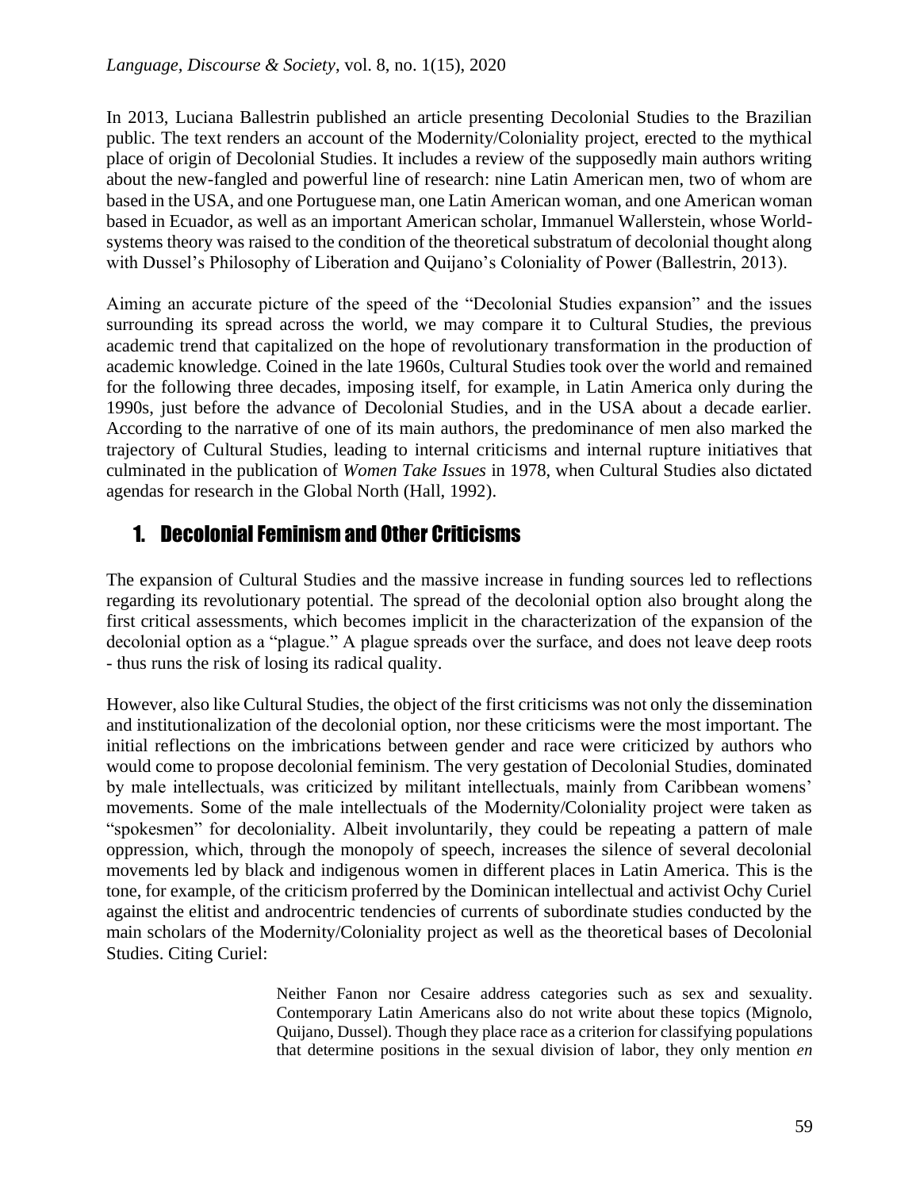In 2013, Luciana Ballestrin published an article presenting Decolonial Studies to the Brazilian public. The text renders an account of the Modernity/Coloniality project, erected to the mythical place of origin of Decolonial Studies. It includes a review of the supposedly main authors writing about the new-fangled and powerful line of research: nine Latin American men, two of whom are based in the USA, and one Portuguese man, one Latin American woman, and one American woman based in Ecuador, as well as an important American scholar, Immanuel Wallerstein, whose World-systems theory was raised to the condition of the theoretical substratum of decolonial thought along with Dussel's Philosophy of Liberation and Quijano's Coloniality of Power (Ballestrin, 2013).

Aiming an accurate picture of the speed of the "Decolonial Studies expansion" and the issues surrounding its spread across the world, we may compare it to Cultural Studies, the previous academic trend that capitalized on the hope of revolutionary transformation in the production of academic knowledge. Coined in the late 1960s, Cultural Studies took over the world and remained for the following three decades, imposing itself, for example, in Latin America only during the 1990s, just before the advance of Decolonial Studies, and in the USA about a decade earlier. According to the narrative of one of its main authors, the predominance of men also marked the trajectory of Cultural Studies, leading to internal criticisms and internal rupture initiatives that culminated in the publication of *Women Take Issues* in 1978, when Cultural Studies also dictated agendas for research in the Global North (Hall, 1992).

## 1. Decolonial Feminism and Other Criticisms

The expansion of Cultural Studies and the massive increase in funding sources led to reflections regarding its revolutionary potential. The spread of the decolonial option also brought along the first critical assessments, which becomes implicit in the characterization of the expansion of the decolonial option as a "plague." A plague spreads over the surface, and does not leave deep roots - thus runs the risk of losing its radical quality.

However, also like Cultural Studies, the object of the first criticisms was not only the dissemination and institutionalization of the decolonial option, nor these criticisms were the most important. The initial reflections on the imbrications between gender and race were criticized by authors who would come to propose decolonial feminism. The very gestation of Decolonial Studies, dominated by male intellectuals, was criticized by militant intellectuals, mainly from Caribbean womens' movements. Some of the male intellectuals of the Modernity/Coloniality project were taken as "spokesmen" for decoloniality. Albeit involuntarily, they could be repeating a pattern of male oppression, which, through the monopoly of speech, increases the silence of several decolonial movements led by black and indigenous women in different places in Latin America. This is the tone, for example, of the criticism proferred by the Dominican intellectual and activist Ochy Curiel against the elitist and androcentric tendencies of currents of subordinate studies conducted by the main scholars of the Modernity/Coloniality project as well as the theoretical bases of Decolonial Studies. Citing Curiel:

> Neither Fanon nor Cesaire address categories such as sex and sexuality. Contemporary Latin Americans also do not write about these topics (Mignolo, Quijano, Dussel). Though they place race as a criterion for classifying populations that determine positions in the sexual division of labor, they only mention *en*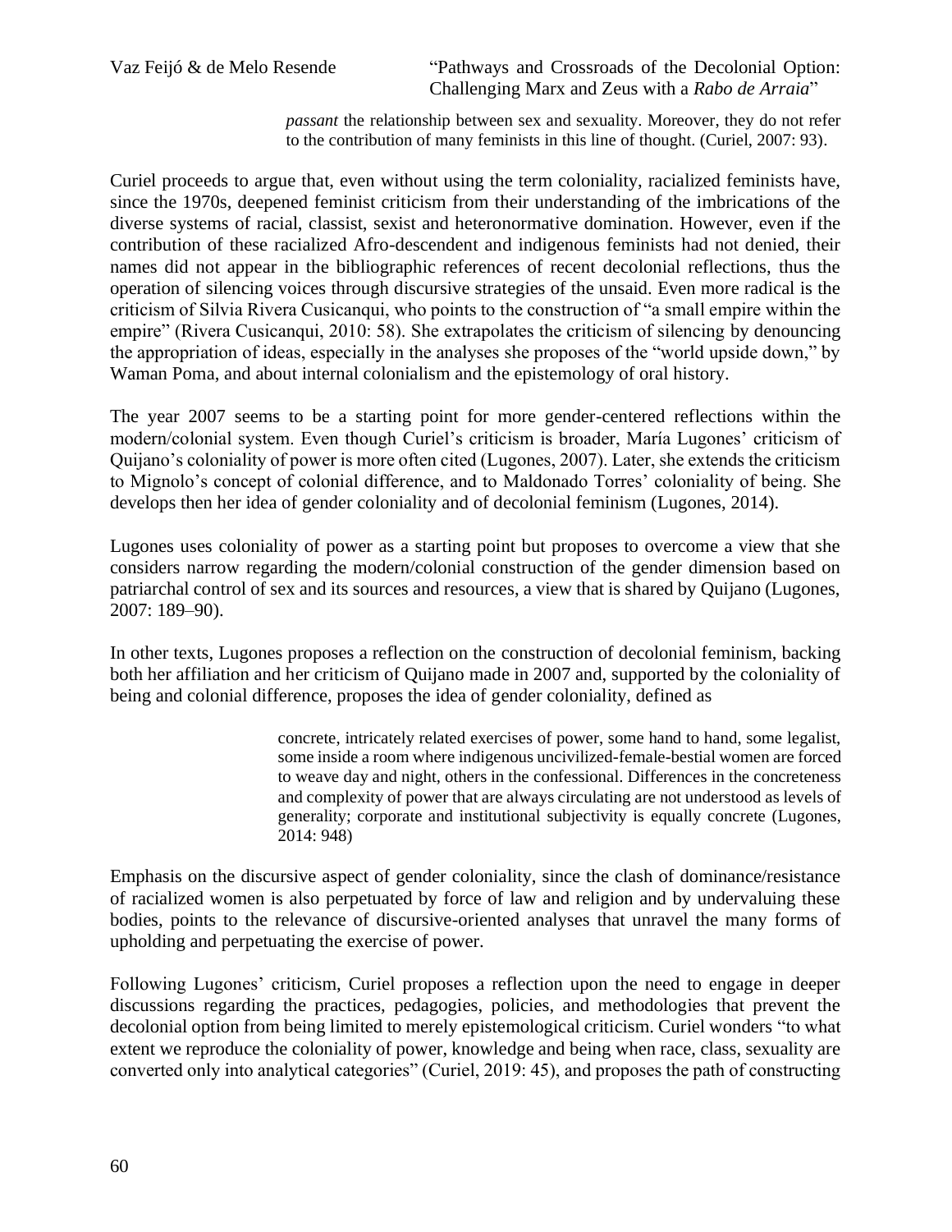> *passant* the relationship between sex and sexuality. Moreover, they do not refer to the contribution of many feminists in this line of thought. (Curiel, 2007: 93).

Curiel proceeds to argue that, even without using the term coloniality, racialized feminists have, since the 1970s, deepened feminist criticism from their understanding of the imbrications of the diverse systems of racial, classist, sexist and heteronormative domination. However, even if the contribution of these racialized Afro-descendent and indigenous feminists had not denied, their names did not appear in the bibliographic references of recent decolonial reflections, thus the operation of silencing voices through discursive strategies of the unsaid. Even more radical is the criticism of Silvia Rivera Cusicanqui, who points to the construction of "a small empire within the empire" (Rivera Cusicanqui, 2010: 58). She extrapolates the criticism of silencing by denouncing the appropriation of ideas, especially in the analyses she proposes of the "world upside down," by Waman Poma, and about internal colonialism and the epistemology of oral history.

The year 2007 seems to be a starting point for more gender-centered reflections within the modern/colonial system. Even though Curiel's criticism is broader, María Lugones' criticism of Quijano's coloniality of power is more often cited (Lugones, 2007). Later, she extends the criticism to Mignolo's concept of colonial difference, and to Maldonado Torres' coloniality of being. She develops then her idea of gender coloniality and of decolonial feminism (Lugones, 2014).

Lugones uses coloniality of power as a starting point but proposes to overcome a view that she considers narrow regarding the modern/colonial construction of the gender dimension based on patriarchal control of sex and its sources and resources, a view that is shared by Quijano (Lugones, 2007: 189–90).

In other texts, Lugones proposes a reflection on the construction of decolonial feminism, backing both her affiliation and her criticism of Quijano made in 2007 and, supported by the coloniality of being and colonial difference, proposes the idea of gender coloniality, defined as

> concrete, intricately related exercises of power, some hand to hand, some legalist, some inside a room where indigenous uncivilized-female-bestial women are forced to weave day and night, others in the confessional. Differences in the concreteness and complexity of power that are always circulating are not understood as levels of generality; corporate and institutional subjectivity is equally concrete (Lugones, 2014: 948)

Emphasis on the discursive aspect of gender coloniality, since the clash of dominance/resistance of racialized women is also perpetuated by force of law and religion and by undervaluing these bodies, points to the relevance of discursive-oriented analyses that unravel the many forms of upholding and perpetuating the exercise of power.

Following Lugones' criticism, Curiel proposes a reflection upon the need to engage in deeper discussions regarding the practices, pedagogies, policies, and methodologies that prevent the decolonial option from being limited to merely epistemological criticism. Curiel wonders "to what extent we reproduce the coloniality of power, knowledge and being when race, class, sexuality are converted only into analytical categories" (Curiel, 2019: 45), and proposes the path of constructing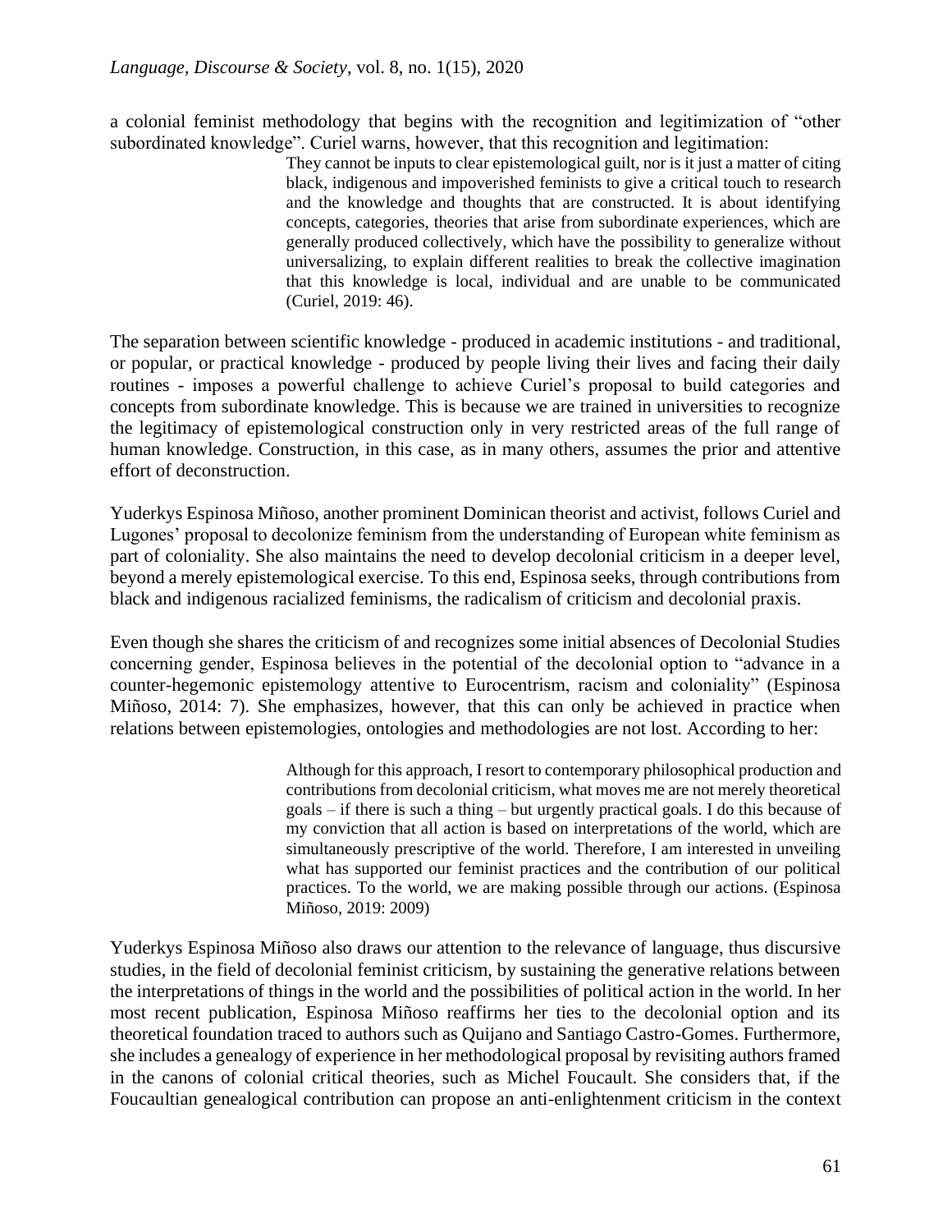a colonial feminist methodology that begins with the recognition and legitimization of "other subordinated knowledge". Curiel warns, however, that this recognition and legitimation:

> They cannot be inputs to clear epistemological guilt, nor is it just a matter of citing black, indigenous and impoverished feminists to give a critical touch to research and the knowledge and thoughts that are constructed. It is about identifying concepts, categories, theories that arise from subordinate experiences, which are generally produced collectively, which have the possibility to generalize without universalizing, to explain different realities to break the collective imagination that this knowledge is local, individual and are unable to be communicated (Curiel, 2019: 46).

The separation between scientific knowledge - produced in academic institutions - and traditional, or popular, or practical knowledge - produced by people living their lives and facing their daily routines - imposes a powerful challenge to achieve Curiel's proposal to build categories and concepts from subordinate knowledge. This is because we are trained in universities to recognize the legitimacy of epistemological construction only in very restricted areas of the full range of human knowledge. Construction, in this case, as in many others, assumes the prior and attentive effort of deconstruction.

Yuderkys Espinosa Miñoso, another prominent Dominican theorist and activist, follows Curiel and Lugones' proposal to decolonize feminism from the understanding of European white feminism as part of coloniality. She also maintains the need to develop decolonial criticism in a deeper level, beyond a merely epistemological exercise. To this end, Espinosa seeks, through contributions from black and indigenous racialized feminisms, the radicalism of criticism and decolonial praxis.

Even though she shares the criticism of and recognizes some initial absences of Decolonial Studies concerning gender, Espinosa believes in the potential of the decolonial option to "advance in a counter-hegemonic epistemology attentive to Eurocentrism, racism and coloniality" (Espinosa Miñoso, 2014: 7). She emphasizes, however, that this can only be achieved in practice when relations between epistemologies, ontologies and methodologies are not lost. According to her:

> Although for this approach, I resort to contemporary philosophical production and contributions from decolonial criticism, what moves me are not merely theoretical goals – if there is such a thing – but urgently practical goals. I do this because of my conviction that all action is based on interpretations of the world, which are simultaneously prescriptive of the world. Therefore, I am interested in unveiling what has supported our feminist practices and the contribution of our political practices. To the world, we are making possible through our actions. (Espinosa Miñoso, 2019: 2009)

Yuderkys Espinosa Miñoso also draws our attention to the relevance of language, thus discursive studies, in the field of decolonial feminist criticism, by sustaining the generative relations between the interpretations of things in the world and the possibilities of political action in the world. In her most recent publication, Espinosa Miñoso reaffirms her ties to the decolonial option and its theoretical foundation traced to authors such as Quijano and Santiago Castro-Gomes. Furthermore, she includes a genealogy of experience in her methodological proposal by revisiting authors framed in the canons of colonial critical theories, such as Michel Foucault. She considers that, if the Foucaultian genealogical contribution can propose an anti-enlightenment criticism in the context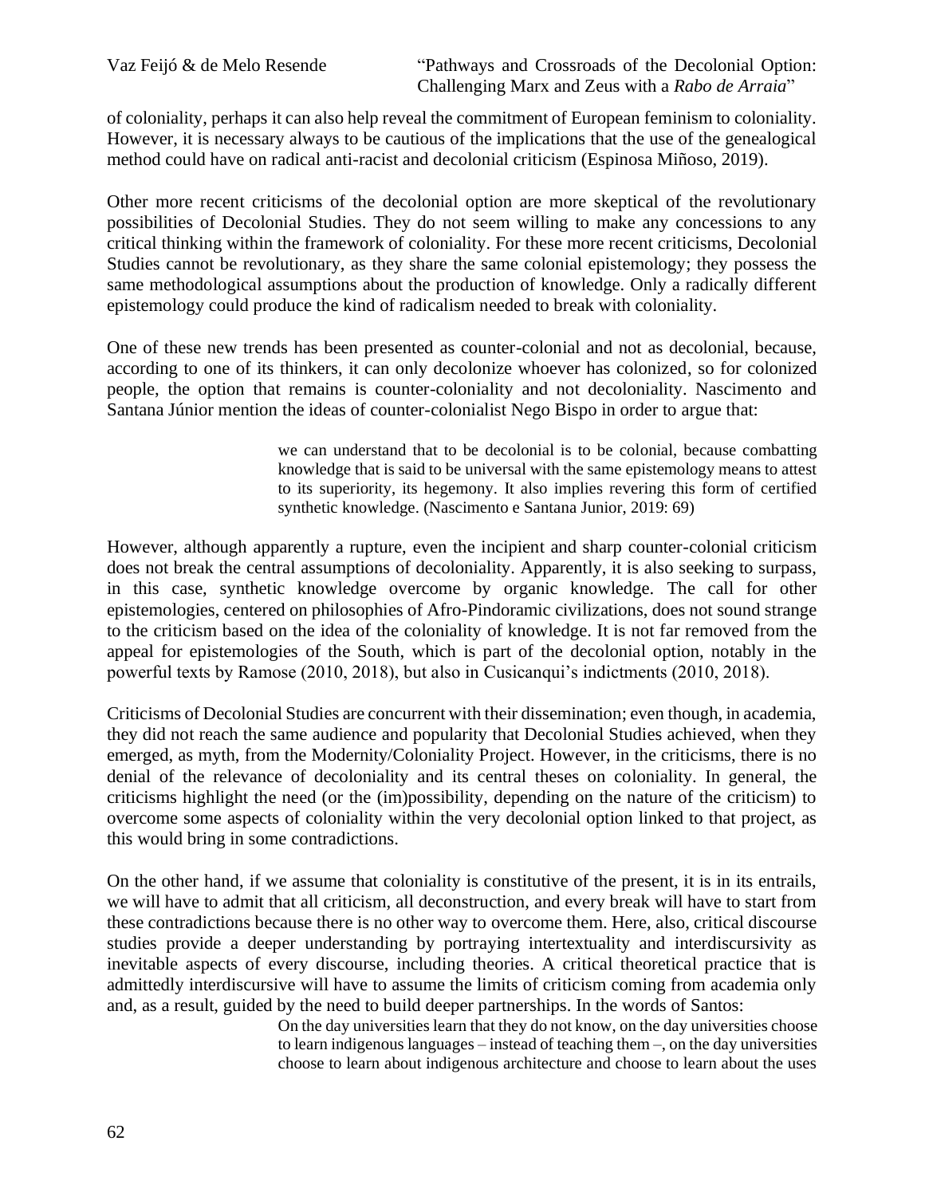of coloniality, perhaps it can also help reveal the commitment of European feminism to coloniality. However, it is necessary always to be cautious of the implications that the use of the genealogical method could have on radical anti-racist and decolonial criticism (Espinosa Miñoso, 2019).

Other more recent criticisms of the decolonial option are more skeptical of the revolutionary possibilities of Decolonial Studies. They do not seem willing to make any concessions to any critical thinking within the framework of coloniality. For these more recent criticisms, Decolonial Studies cannot be revolutionary, as they share the same colonial epistemology; they possess the same methodological assumptions about the production of knowledge. Only a radically different epistemology could produce the kind of radicalism needed to break with coloniality.

One of these new trends has been presented as counter-colonial and not as decolonial, because, according to one of its thinkers, it can only decolonize whoever has colonized, so for colonized people, the option that remains is counter-coloniality and not decoloniality. Nascimento and Santana Júnior mention the ideas of counter-colonialist Nego Bispo in order to argue that:

> we can understand that to be decolonial is to be colonial, because combatting knowledge that is said to be universal with the same epistemology means to attest to its superiority, its hegemony. It also implies revering this form of certified synthetic knowledge. (Nascimento e Santana Junior, 2019: 69)

However, although apparently a rupture, even the incipient and sharp counter-colonial criticism does not break the central assumptions of decoloniality. Apparently, it is also seeking to surpass, in this case, synthetic knowledge overcome by organic knowledge. The call for other epistemologies, centered on philosophies of Afro-Pindoramic civilizations, does not sound strange to the criticism based on the idea of the coloniality of knowledge. It is not far removed from the appeal for epistemologies of the South, which is part of the decolonial option, notably in the powerful texts by Ramose (2010, 2018), but also in Cusicanqui's indictments (2010, 2018).

Criticisms of Decolonial Studies are concurrent with their dissemination; even though, in academia, they did not reach the same audience and popularity that Decolonial Studies achieved, when they emerged, as myth, from the Modernity/Coloniality Project. However, in the criticisms, there is no denial of the relevance of decoloniality and its central theses on coloniality. In general, the criticisms highlight the need (or the (im)possibility, depending on the nature of the criticism) to overcome some aspects of coloniality within the very decolonial option linked to that project, as this would bring in some contradictions.

On the other hand, if we assume that coloniality is constitutive of the present, it is in its entrails, we will have to admit that all criticism, all deconstruction, and every break will have to start from these contradictions because there is no other way to overcome them. Here, also, critical discourse studies provide a deeper understanding by portraying intertextuality and interdiscursivity as inevitable aspects of every discourse, including theories. A critical theoretical practice that is admittedly interdiscursive will have to assume the limits of criticism coming from academia only and, as a result, guided by the need to build deeper partnerships. In the words of Santos:

> On the day universities learn that they do not know, on the day universities choose to learn indigenous languages – instead of teaching them –, on the day universities choose to learn about indigenous architecture and choose to learn about the uses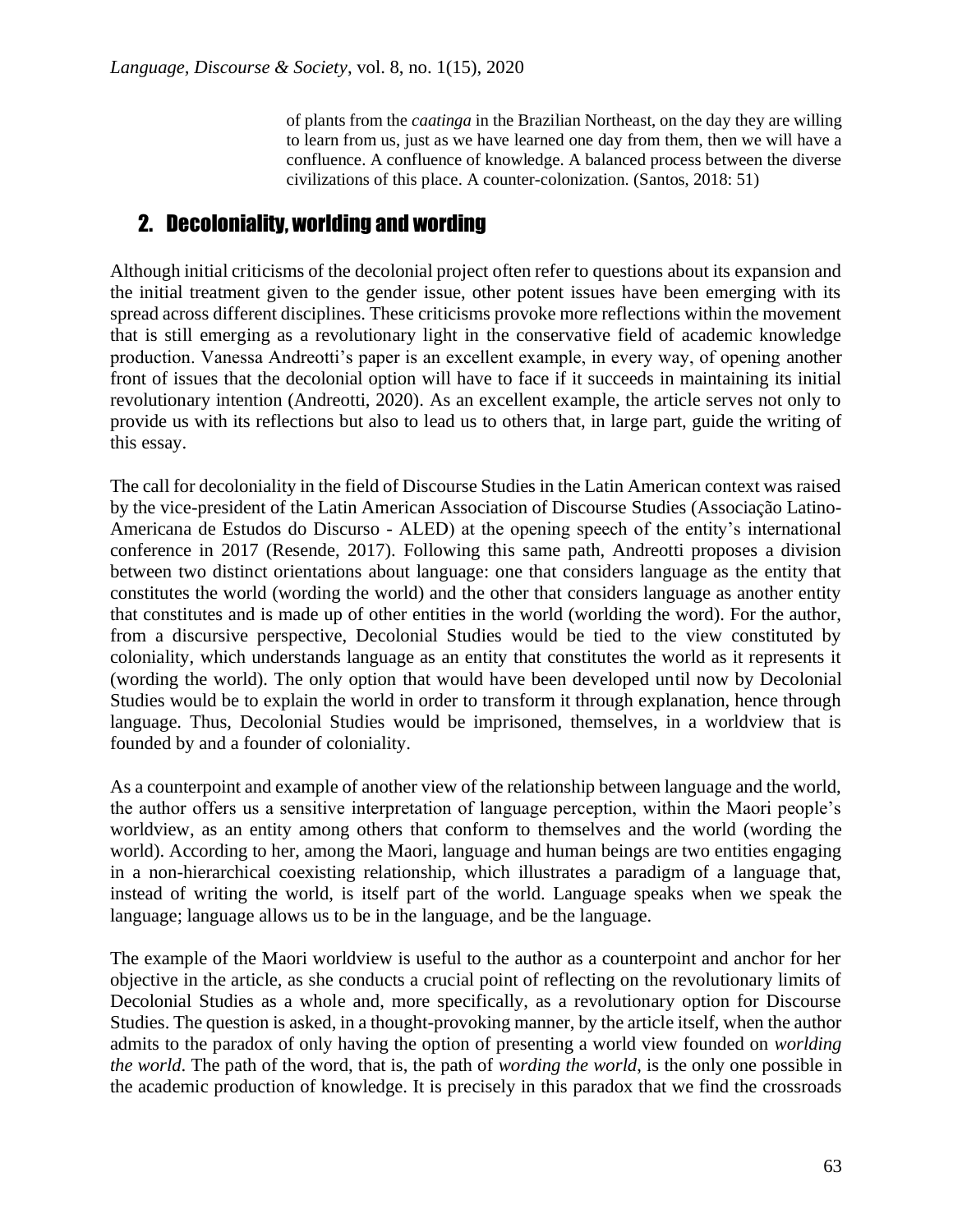> of plants from the *caatinga* in the Brazilian Northeast, on the day they are willing to learn from us, just as we have learned one day from them, then we will have a confluence. A confluence of knowledge. A balanced process between the diverse civilizations of this place. A counter-colonization. (Santos, 2018: 51)

## 2. Decoloniality, worlding and wording

Although initial criticisms of the decolonial project often refer to questions about its expansion and the initial treatment given to the gender issue, other potent issues have been emerging with its spread across different disciplines. These criticisms provoke more reflections within the movement that is still emerging as a revolutionary light in the conservative field of academic knowledge production. Vanessa Andreotti's paper is an excellent example, in every way, of opening another front of issues that the decolonial option will have to face if it succeeds in maintaining its initial revolutionary intention (Andreotti, 2020). As an excellent example, the article serves not only to provide us with its reflections but also to lead us to others that, in large part, guide the writing of this essay.

The call for decoloniality in the field of Discourse Studies in the Latin American context was raised by the vice-president of the Latin American Association of Discourse Studies (Associação Latino-Americana de Estudos do Discurso - ALED) at the opening speech of the entity's international conference in 2017 (Resende, 2017). Following this same path, Andreotti proposes a division between two distinct orientations about language: one that considers language as the entity that constitutes the world (wording the world) and the other that considers language as another entity that constitutes and is made up of other entities in the world (worlding the word). For the author, from a discursive perspective, Decolonial Studies would be tied to the view constituted by coloniality, which understands language as an entity that constitutes the world as it represents it (wording the world). The only option that would have been developed until now by Decolonial Studies would be to explain the world in order to transform it through explanation, hence through language. Thus, Decolonial Studies would be imprisoned, themselves, in a worldview that is founded by and a founder of coloniality.

As a counterpoint and example of another view of the relationship between language and the world, the author offers us a sensitive interpretation of language perception, within the Maori people's worldview, as an entity among others that conform to themselves and the world (wording the world). According to her, among the Maori, language and human beings are two entities engaging in a non-hierarchical coexisting relationship, which illustrates a paradigm of a language that, instead of writing the world, is itself part of the world. Language speaks when we speak the language; language allows us to be in the language, and be the language.

The example of the Maori worldview is useful to the author as a counterpoint and anchor for her objective in the article, as she conducts a crucial point of reflecting on the revolutionary limits of Decolonial Studies as a whole and, more specifically, as a revolutionary option for Discourse Studies. The question is asked, in a thought-provoking manner, by the article itself, when the author admits to the paradox of only having the option of presenting a world view founded on *worlding the world*. The path of the word, that is, the path of *wording the world*, is the only one possible in the academic production of knowledge. It is precisely in this paradox that we find the crossroads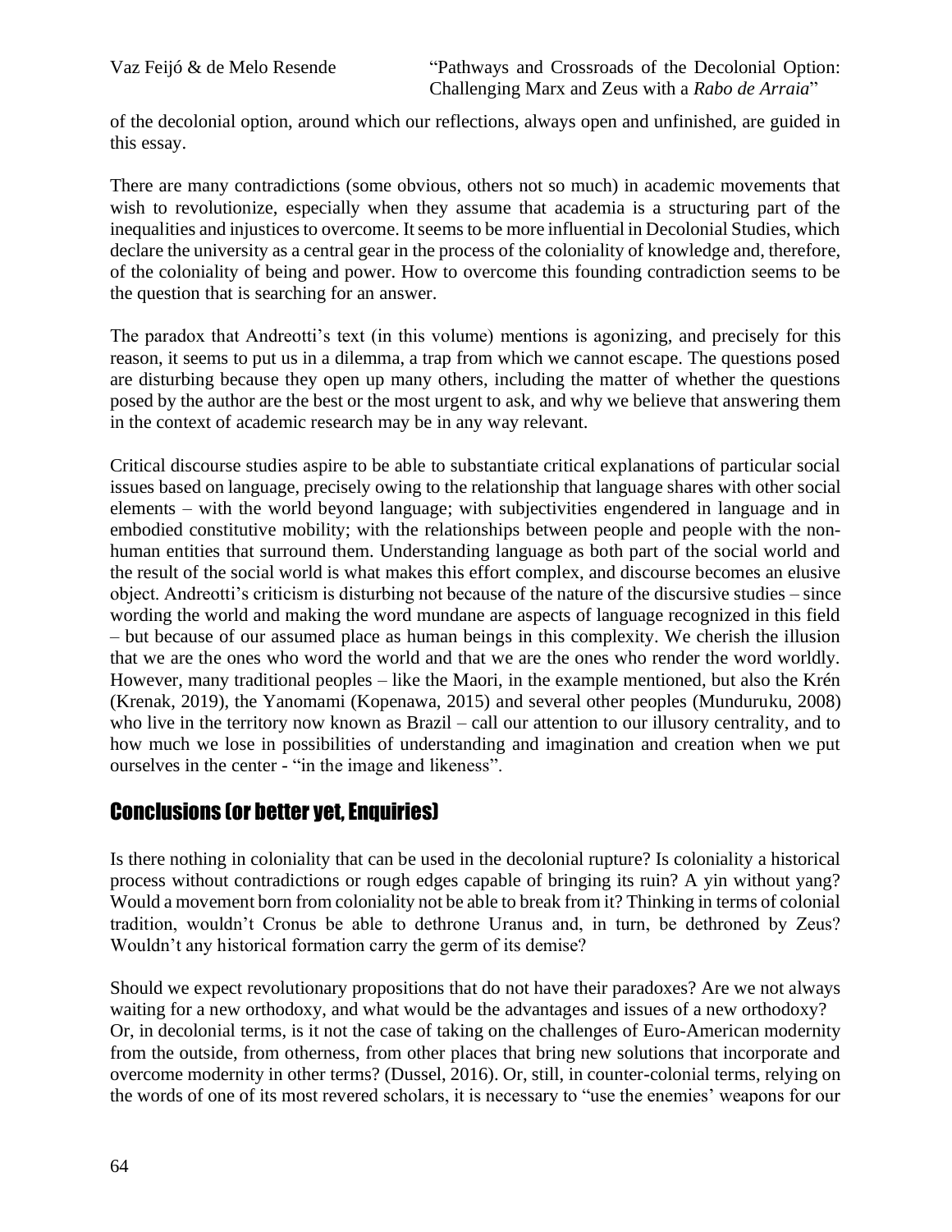of the decolonial option, around which our reflections, always open and unfinished, are guided in this essay.

There are many contradictions (some obvious, others not so much) in academic movements that wish to revolutionize, especially when they assume that academia is a structuring part of the inequalities and injustices to overcome. It seems to be more influential in Decolonial Studies, which declare the university as a central gear in the process of the coloniality of knowledge and, therefore, of the coloniality of being and power. How to overcome this founding contradiction seems to be the question that is searching for an answer.

The paradox that Andreotti's text (in this volume) mentions is agonizing, and precisely for this reason, it seems to put us in a dilemma, a trap from which we cannot escape. The questions posed are disturbing because they open up many others, including the matter of whether the questions posed by the author are the best or the most urgent to ask, and why we believe that answering them in the context of academic research may be in any way relevant.

Critical discourse studies aspire to be able to substantiate critical explanations of particular social issues based on language, precisely owing to the relationship that language shares with other social elements – with the world beyond language; with subjectivities engendered in language and in embodied constitutive mobility; with the relationships between people and people with the non-human entities that surround them. Understanding language as both part of the social world and the result of the social world is what makes this effort complex, and discourse becomes an elusive object. Andreotti's criticism is disturbing not because of the nature of the discursive studies – since wording the world and making the word mundane are aspects of language recognized in this field – but because of our assumed place as human beings in this complexity. We cherish the illusion that we are the ones who word the world and that we are the ones who render the word worldly. However, many traditional peoples – like the Maori, in the example mentioned, but also the Krén (Krenak, 2019), the Yanomami (Kopenawa, 2015) and several other peoples (Munduruku, 2008) who live in the territory now known as Brazil – call our attention to our illusory centrality, and to how much we lose in possibilities of understanding and imagination and creation when we put ourselves in the center - "in the image and likeness".

## Conclusions (or better yet, Enquiries)

Is there nothing in coloniality that can be used in the decolonial rupture? Is coloniality a historical process without contradictions or rough edges capable of bringing its ruin? A yin without yang? Would a movement born from coloniality not be able to break from it? Thinking in terms of colonial tradition, wouldn't Cronus be able to dethrone Uranus and, in turn, be dethroned by Zeus? Wouldn't any historical formation carry the germ of its demise?

Should we expect revolutionary propositions that do not have their paradoxes? Are we not always waiting for a new orthodoxy, and what would be the advantages and issues of a new orthodoxy? Or, in decolonial terms, is it not the case of taking on the challenges of Euro-American modernity from the outside, from otherness, from other places that bring new solutions that incorporate and overcome modernity in other terms? (Dussel, 2016). Or, still, in counter-colonial terms, relying on the words of one of its most revered scholars, it is necessary to "use the enemies' weapons for our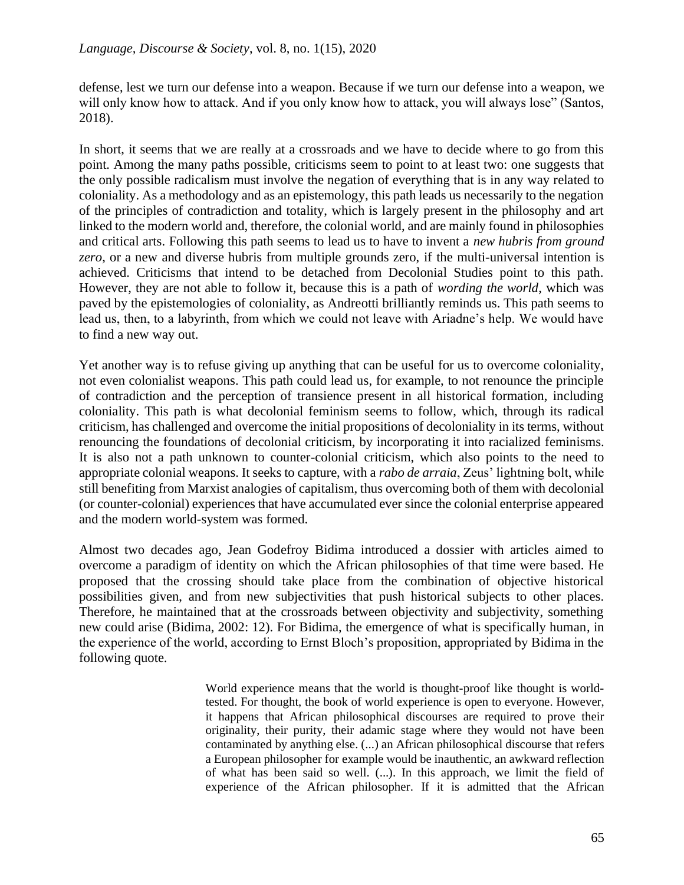defense, lest we turn our defense into a weapon. Because if we turn our defense into a weapon, we will only know how to attack. And if you only know how to attack, you will always lose" (Santos, 2018).

In short, it seems that we are really at a crossroads and we have to decide where to go from this point. Among the many paths possible, criticisms seem to point to at least two: one suggests that the only possible radicalism must involve the negation of everything that is in any way related to coloniality. As a methodology and as an epistemology, this path leads us necessarily to the negation of the principles of contradiction and totality, which is largely present in the philosophy and art linked to the modern world and, therefore, the colonial world, and are mainly found in philosophies and critical arts. Following this path seems to lead us to have to invent a *new hubris from ground zero*, or a new and diverse hubris from multiple grounds zero, if the multi-universal intention is achieved. Criticisms that intend to be detached from Decolonial Studies point to this path. However, they are not able to follow it, because this is a path of *wording the world*, which was paved by the epistemologies of coloniality, as Andreotti brilliantly reminds us. This path seems to lead us, then, to a labyrinth, from which we could not leave with Ariadne's help. We would have to find a new way out.

Yet another way is to refuse giving up anything that can be useful for us to overcome coloniality, not even colonialist weapons. This path could lead us, for example, to not renounce the principle of contradiction and the perception of transience present in all historical formation, including coloniality. This path is what decolonial feminism seems to follow, which, through its radical criticism, has challenged and overcome the initial propositions of decoloniality in its terms, without renouncing the foundations of decolonial criticism, by incorporating it into racialized feminisms. It is also not a path unknown to counter-colonial criticism, which also points to the need to appropriate colonial weapons. It seeks to capture, with a *rabo de arraia*, Zeus' lightning bolt, while still benefiting from Marxist analogies of capitalism, thus overcoming both of them with decolonial (or counter-colonial) experiences that have accumulated ever since the colonial enterprise appeared and the modern world-system was formed.

Almost two decades ago, Jean Godefroy Bidima introduced a dossier with articles aimed to overcome a paradigm of identity on which the African philosophies of that time were based. He proposed that the crossing should take place from the combination of objective historical possibilities given, and from new subjectivities that push historical subjects to other places. Therefore, he maintained that at the crossroads between objectivity and subjectivity, something new could arise (Bidima, 2002: 12). For Bidima, the emergence of what is specifically human, in the experience of the world, according to Ernst Bloch's proposition, appropriated by Bidima in the following quote.

> World experience means that the world is thought-proof like thought is world-tested. For thought, the book of world experience is open to everyone. However, it happens that African philosophical discourses are required to prove their originality, their purity, their adamic stage where they would not have been contaminated by anything else. (...) an African philosophical discourse that refers a European philosopher for example would be inauthentic, an awkward reflection of what has been said so well. (...). In this approach, we limit the field of experience of the African philosopher. If it is admitted that the African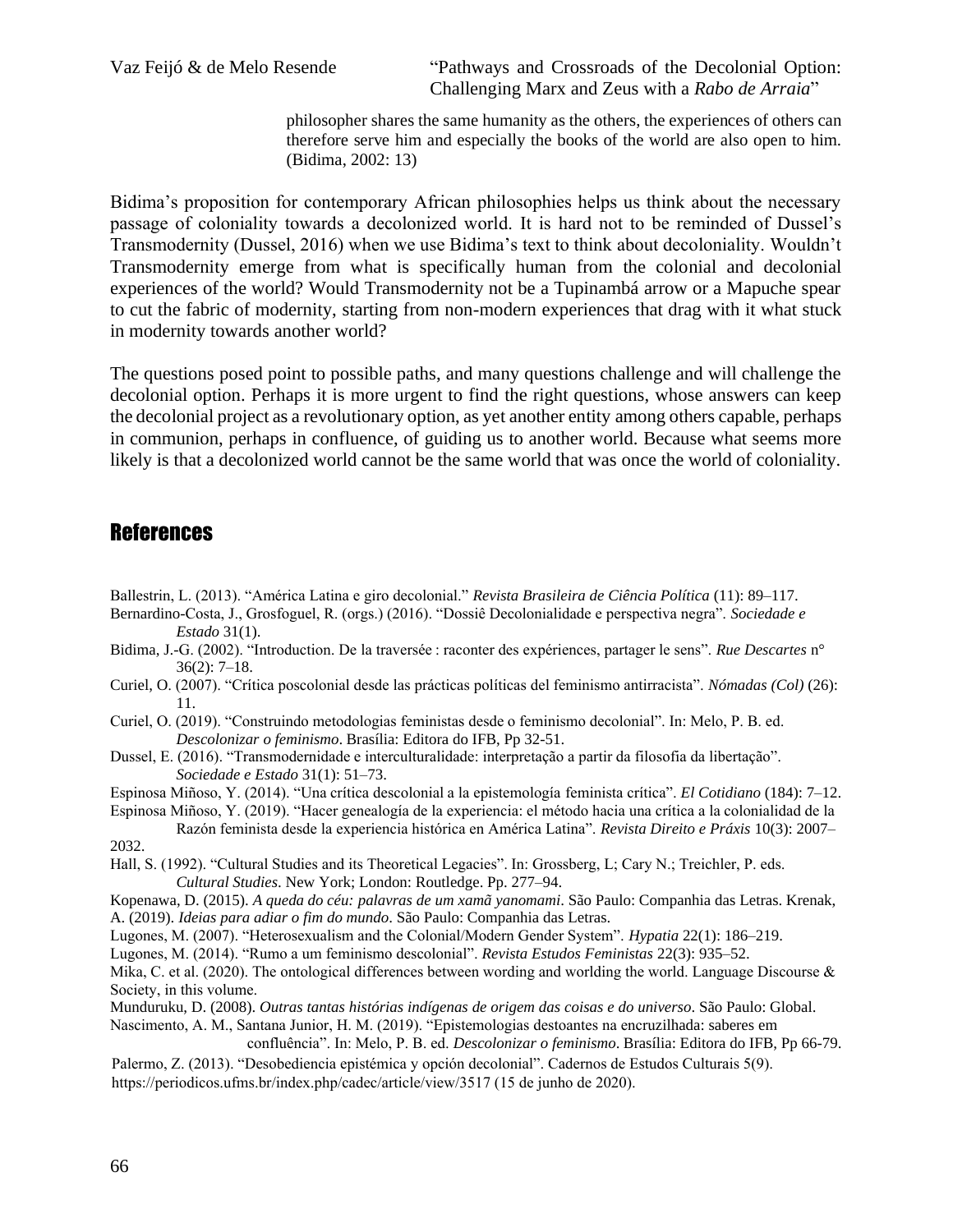philosopher shares the same humanity as the others, the experiences of others can therefore serve him and especially the books of the world are also open to him. (Bidima, 2002: 13)

Bidima's proposition for contemporary African philosophies helps us think about the necessary passage of coloniality towards a decolonized world. It is hard not to be reminded of Dussel's Transmodernity (Dussel, 2016) when we use Bidima's text to think about decoloniality. Wouldn't Transmodernity emerge from what is specifically human from the colonial and decolonial experiences of the world? Would Transmodernity not be a Tupinambá arrow or a Mapuche spear to cut the fabric of modernity, starting from non-modern experiences that drag with it what stuck in modernity towards another world?

The questions posed point to possible paths, and many questions challenge and will challenge the decolonial option. Perhaps it is more urgent to find the right questions, whose answers can keep the decolonial project as a revolutionary option, as yet another entity among others capable, perhaps in communion, perhaps in confluence, of guiding us to another world. Because what seems more likely is that a decolonized world cannot be the same world that was once the world of coloniality.

## References

Ballestrin, L. (2013). "América Latina e giro decolonial." *Revista Brasileira de Ciência Política* (11): 89–117.

Bernardino-Costa, J., Grosfoguel, R. (orgs.) (2016). "Dossiê Decolonialidade e perspectiva negra". *Sociedade e Estado* 31(1).

Bidima, J.-G. (2002). "Introduction. De la traversée : raconter des expériences, partager le sens". *Rue Descartes* n° 36(2): 7–18.

Curiel, O. (2007). "Crítica poscolonial desde las prácticas políticas del feminismo antirracista". *Nómadas (Col)* (26): 11.

Curiel, O. (2019). "Construindo metodologias feministas desde o feminismo decolonial". In: Melo, P. B. ed. *Descolonizar o feminismo*. Brasília: Editora do IFB, Pp 32-51.

Dussel, E. (2016). "Transmodernidade e interculturalidade: interpretação a partir da filosofia da libertação". *Sociedade e Estado* 31(1): 51–73.

Espinosa Miñoso, Y. (2014). "Una crítica descolonial a la epistemología feminista crítica". *El Cotidiano* (184): 7–12.

Espinosa Miñoso, Y. (2019). "Hacer genealogía de la experiencia: el método hacia una crítica a la colonialidad de la Razón feminista desde la experiencia histórica en América Latina". *Revista Direito e Práxis* 10(3): 2007–2032.

Hall, S. (1992). "Cultural Studies and its Theoretical Legacies". In: Grossberg, L; Cary N.; Treichler, P. eds. *Cultural Studies*. New York; London: Routledge. Pp. 277–94.

Kopenawa, D. (2015). *A queda do céu: palavras de um xamã yanomami*. São Paulo: Companhia das Letras. Krenak, A. (2019). *Ideias para adiar o fim do mundo*. São Paulo: Companhia das Letras.

Lugones, M. (2007). "Heterosexualism and the Colonial/Modern Gender System". *Hypatia* 22(1): 186–219.

Lugones, M. (2014). "Rumo a um feminismo descolonial". *Revista Estudos Feministas* 22(3): 935–52.

Mika, C. et al. (2020). The ontological differences between wording and worlding the world. Language Discourse & Society, in this volume.

Munduruku, D. (2008). *Outras tantas histórias indígenas de origem das coisas e do universo*. São Paulo: Global.

Nascimento, A. M., Santana Junior, H. M. (2019). "Epistemologias destoantes na encruzilhada: saberes em confluência". In: Melo, P. B. ed. *Descolonizar o feminismo*. Brasília: Editora do IFB, Pp 66-79.

Palermo, Z. (2013). "Desobediencia epistémica y opción decolonial". Cadernos de Estudos Culturais 5(9). https://periodicos.ufms.br/index.php/cadec/article/view/3517 (15 de junho de 2020).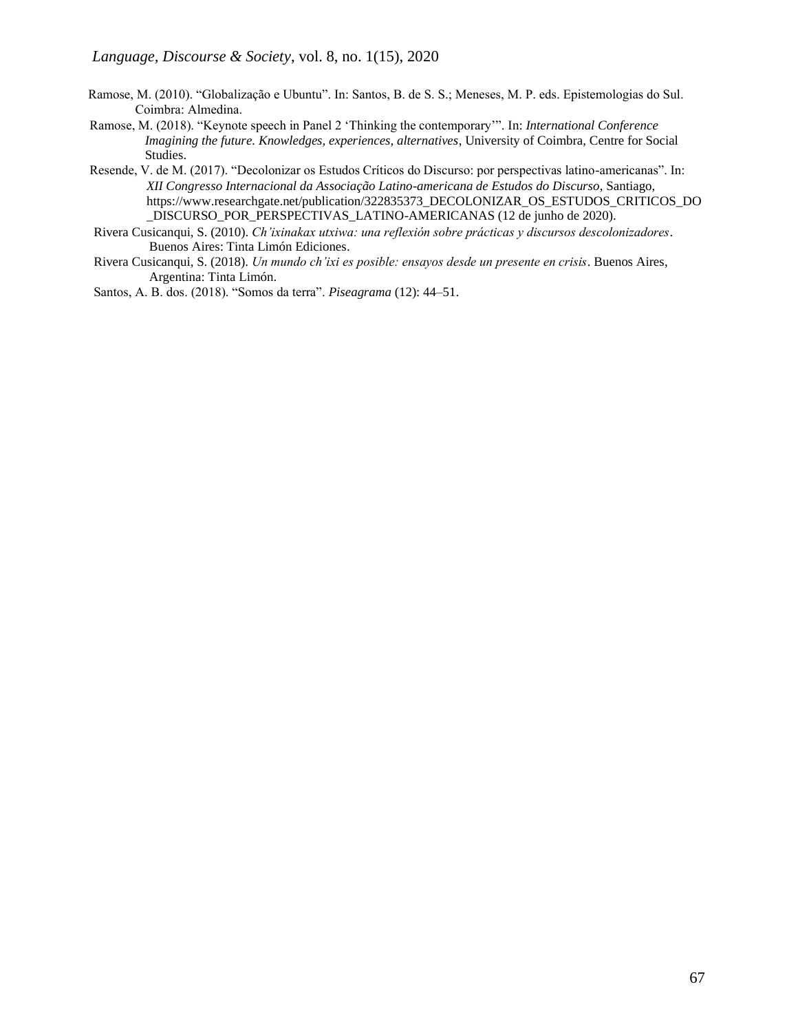Ramose, M. (2010). "Globalização e Ubuntu". In: Santos, B. de S. S.; Meneses, M. P. eds. Epistemologias do Sul. Coimbra: Almedina.

Ramose, M. (2018). "Keynote speech in Panel 2 'Thinking the contemporary'". In: *International Conference Imagining the future. Knowledges, experiences, alternatives*, University of Coimbra, Centre for Social Studies.

Resende, V. de M. (2017). "Decolonizar os Estudos Críticos do Discurso: por perspectivas latino-americanas". In: *XII Congresso Internacional da Associação Latino-americana de Estudos do Discurso*, Santiago, https://www.researchgate.net/publication/322835373_DECOLONIZAR_OS_ESTUDOS_CRITICOS_DO_DISCURSO_POR_PERSPECTIVAS_LATINO-AMERICANAS (12 de junho de 2020).

Rivera Cusicanqui, S. (2010). *Ch'ixinakax utxiwa: una reflexión sobre prácticas y discursos descolonizadores*. Buenos Aires: Tinta Limón Ediciones.

Rivera Cusicanqui, S. (2018). *Un mundo ch'ixi es posible: ensayos desde un presente en crisis*. Buenos Aires, Argentina: Tinta Limón.

Santos, A. B. dos. (2018). "Somos da terra". *Piseagrama* (12): 44–51.